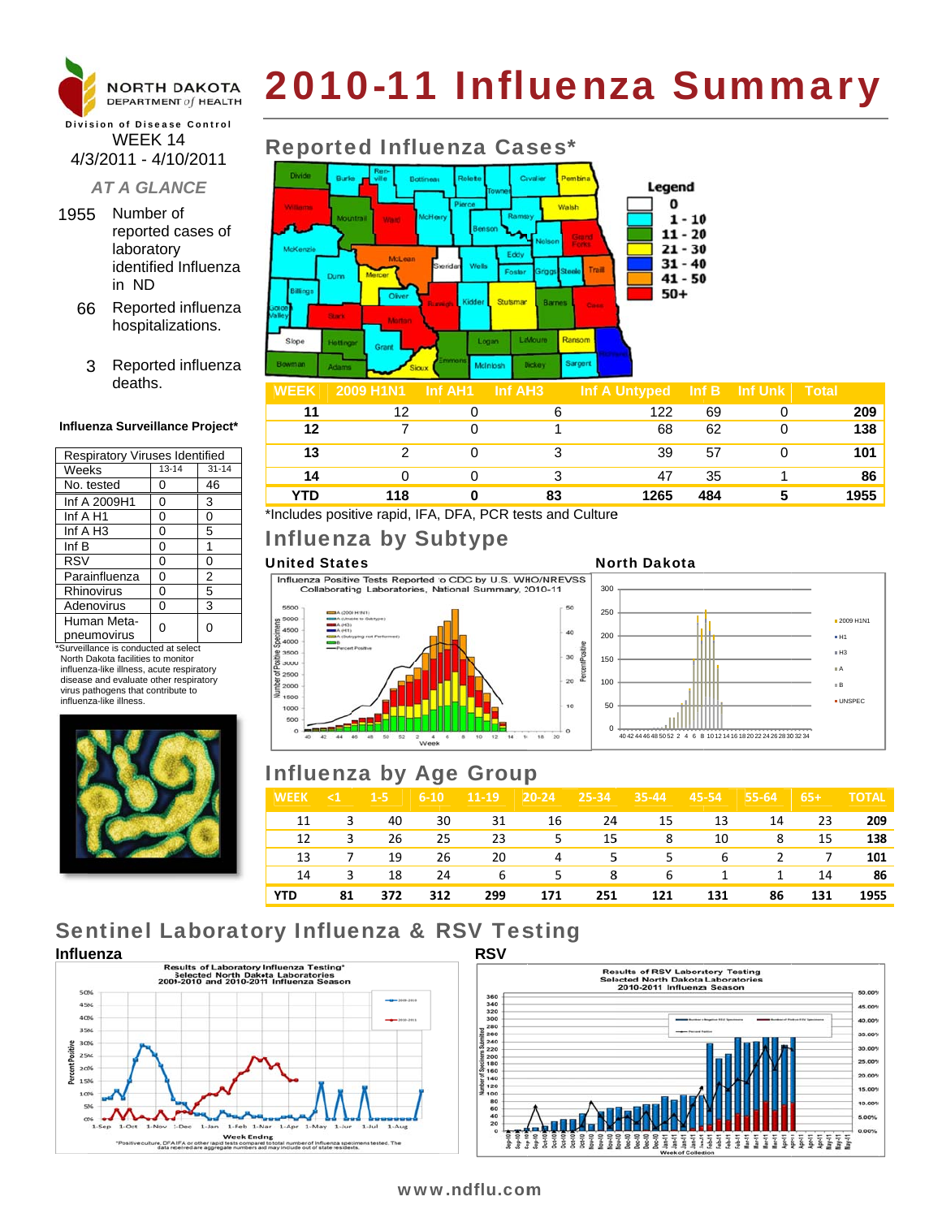# 2010-11 Influenza Summary

NORTH DAKOTA DEPARTMENT of HEALTH

**Division of Disease Control**

WEEK 14
4/3/2011 - 4/10/2011

*AT A GLANCE*

1955 Number of reported cases of laboratory identified Influenza in ND

66 Reported influenza hospitalizations.

3 Reported influenza deaths.

**Influenza Surveillance Project***

| Respiratory Viruses Identified | | |
|---|---|---|
| Weeks | 13-14 | 31-14 |
| No. tested | 0 | 46 |
| Inf A 2009H1 | 0 | 3 |
| Inf A H1 | 0 | 0 |
| Inf A H3 | 0 | 5 |
| Inf B | 0 | 1 |
| RSV | 0 | 0 |
| Parainfluenza | 0 | 2 |
| Rhinovirus | 0 | 5 |
| Adenovirus | 0 | 3 |
| Human Meta-pneumovirus | 0 | 0 |

*Surveillance is conducted at select North Dakota facilities to monitor influenza-like illness, acute respiratory disease and evaluate other respiratory virus pathogens that contribute to influenza-like illness.

## Reported Influenza Cases*

Legend: 0; 1 - 10; 11 - 20; 21 - 30; 31 - 40; 41 - 50; 50+

| WEEK | 2009 H1N1 | Inf AH1 | Inf AH3 | Inf A Untyped | Inf B | Inf Unk | Total |
|---|---|---|---|---|---|---|---|
| 11 | 12 | 0 | 6 | 122 | 69 | 0 | 209 |
| 12 | 7 | 0 | 1 | 68 | 62 | 0 | 138 |
| 13 | 2 | 0 | 3 | 39 | 57 | 0 | 101 |
| 14 | 0 | 0 | 3 | 47 | 35 | 1 | 86 |
| YTD | 118 | 0 | 83 | 1265 | 484 | 5 | 1955 |

*Includes positive rapid, IFA, DFA, PCR tests and Culture

## Influenza by Subtype

**United States**

Influenza Positive Tests Reported to CDC by U.S. WHO/NREVSS Collaborating Laboratories, National Summary, 2010-11

**North Dakota**

## Influenza by Age Group

| WEEK | <1 | 1-5 | 6-10 | 11-19 | 20-24 | 25-34 | 35-44 | 45-54 | 55-64 | 65+ | TOTAL |
|---|---|---|---|---|---|---|---|---|---|---|---|
| 11 | 3 | 40 | 30 | 31 | 16 | 24 | 15 | 13 | 14 | 23 | 209 |
| 12 | 3 | 26 | 25 | 23 | 5 | 15 | 8 | 10 | 8 | 15 | 138 |
| 13 | 7 | 19 | 26 | 20 | 4 | 5 | 5 | 6 | 2 | 7 | 101 |
| 14 | 3 | 18 | 24 | 6 | 5 | 8 | 6 | 1 | 1 | 14 | 86 |
| YTD | 81 | 372 | 312 | 299 | 171 | 251 | 121 | 131 | 86 | 131 | 1955 |

## Sentinel Laboratory Influenza & RSV Testing

**Influenza**

Results of Laboratory Influenza Testing* Selected North Dakota Laboratories 2009-2010 and 2010-2011 Influenza Season

*Positive culture, DFA, IFA or other rapid tests compared to total number of influenza specimens tested. The data received are aggregate numbers and may include out of state residents.

**RSV**

Results of RSV Laboratory Testing Selected North Dakota Laboratories 2010-2011 Influenza Season

www.ndflu.com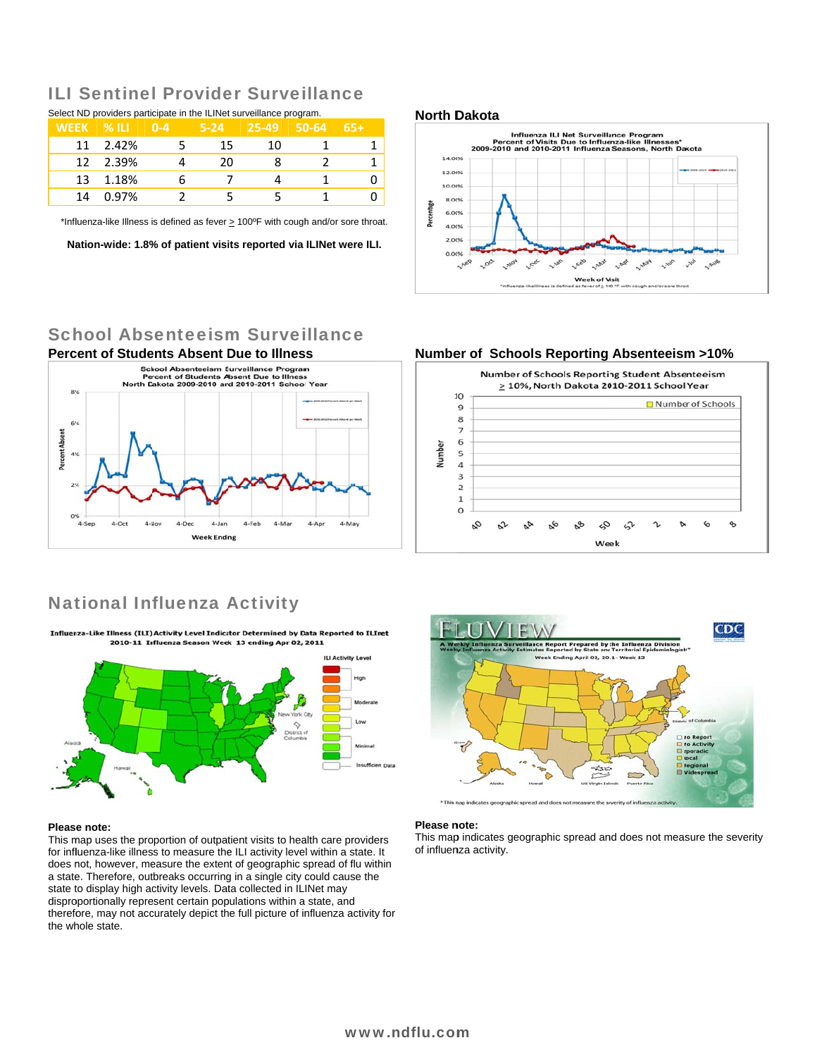## ILI Sentinel Provider Surveillance

Select ND providers participate in the ILINet surveillance program.

| WEEK | % ILI | 0-4 | 5-24 | 25-49 | 50-64 | 65+ |
|---|---|---|---|---|---|---|
| 11 | 2.42% | 5 | 15 | 10 | 1 | 1 |
| 12 | 2.39% | 4 | 20 | 8 | 2 | 1 |
| 13 | 1.18% | 6 | 7 | 4 | 1 | 0 |
| 14 | 0.97% | 2 | 5 | 5 | 1 | 0 |

*Influenza-like Illness is defined as fever ≥ 100ºF with cough and/or sore throat.

**Nation-wide: 1.8% of patient visits reported via ILINet were ILI.**

### North Dakota

Influenza ILI Net Surveillance Program
Percent of Visits Due to Influenza-like Illnesses*
2009-2010 and 2010-2011 Influenza Seasons, North Dakota

Percentage

14.00%
12.00%
10.00%
8.00%
6.00%
4.00%
2.00%
0.00%

2009-2010
2010-2011

1-Sep 1-Oct 1-Nov 1-Dec 1-Jan 1-Feb 1-Mar 1-Apr 1-May 1-Jun 1-Jul 1-Aug

Week of Visit

*Influenza-like illness is defined as fever of ≥ 100 °F with cough and/or sore throat

## School Absenteeism Surveillance

### Percent of Students Absent Due to Illness

School Absenteeism Surveillance Program
Percent of Students Absent Due to Illness
North Dakota 2009-2010 and 2010-2011 School Year

Percent Absent

8%
6%
4%
2%
0%

2009-2010 Percent Absent per Week
2010-2011 Percent Absent per Week

4-Sep 4-Oct 4-Nov 4-Dec 4-Jan 4-Feb 4-Mar 4-Apr 4-May

Week Ending

### Number of Schools Reporting Absenteeism >10%

Number of Schools Reporting Student Absenteeism ≥ 10%, North Dakota 2010-2011 School Year

Number of Schools

Number

10
9
8
7
6
5
4
3
2
1
0

40 42 44 46 48 50 52 2 4 6 8

Week

## National Influenza Activity

Influenza-Like Illness (ILI) Activity Level Indicator Determined by Data Reported to ILINet
2010-11 Influenza Season Week 13 ending Apr 02, 2011

ILI Activity Level

High
Moderate
Low
Minimal
Insufficient Data

New York City
District of Columbia
Alaska
Hawaii

FLUVIEW

A Weekly Influenza Surveillance Report Prepared by the Influenza Division
Weekly Influenza Activity Estimates Reported by State and Territorial Epidemiologists*
Week Ending April 02, 2011- Week 13

District of Columbia
Guam
Alaska
Hawaii
US Virgin Islands
Puerto Rico

No Report
No Activity
Sporadic
Local
Regional
Widespread

*This map indicates geographic spread and does not measure the severity of influenza activity.

**Please note:**
This map uses the proportion of outpatient visits to health care providers for influenza-like illness to measure the ILI activity level within a state. It does not, however, measure the extent of geographic spread of flu within a state. Therefore, outbreaks occurring in a single city could cause the state to display high activity levels. Data collected in ILINet may disproportionally represent certain populations within a state, and therefore, may not accurately depict the full picture of influenza activity for the whole state.

**Please note:**
This map indicates geographic spread and does not measure the severity of influenza activity.

www.ndflu.com